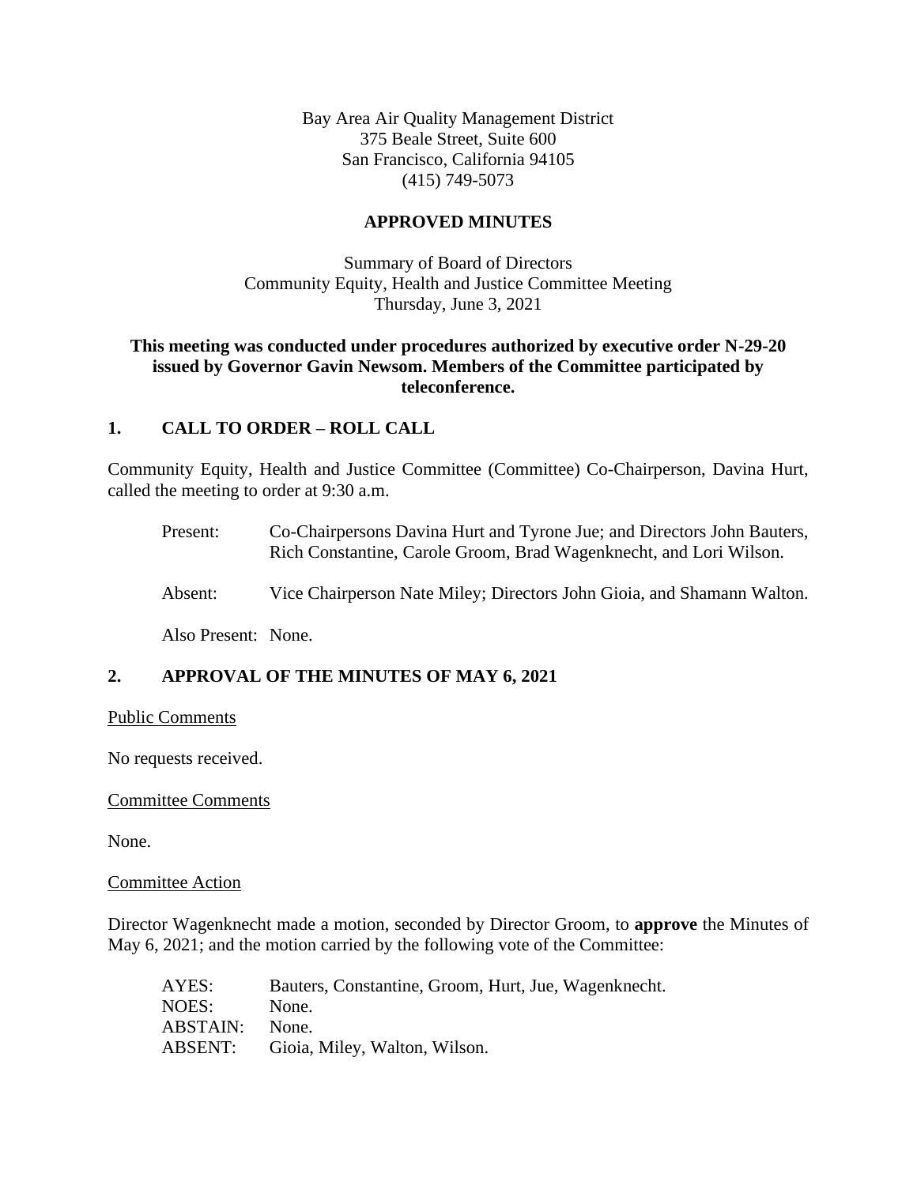Bay Area Air Quality Management District
375 Beale Street, Suite 600
San Francisco, California 94105
(415) 749-5073

**APPROVED MINUTES**

Summary of Board of Directors
Community Equity, Health and Justice Committee Meeting
Thursday, June 3, 2021

**This meeting was conducted under procedures authorized by executive order N-29-20 issued by Governor Gavin Newsom. Members of the Committee participated by teleconference.**

## 1. CALL TO ORDER – ROLL CALL

Community Equity, Health and Justice Committee (Committee) Co-Chairperson, Davina Hurt, called the meeting to order at 9:30 a.m.

Present: Co-Chairpersons Davina Hurt and Tyrone Jue; and Directors John Bauters, Rich Constantine, Carole Groom, Brad Wagenknecht, and Lori Wilson.

Absent: Vice Chairperson Nate Miley; Directors John Gioia, and Shamann Walton.

Also Present: None.

## 2. APPROVAL OF THE MINUTES OF MAY 6, 2021

Public Comments

No requests received.

Committee Comments

None.

Committee Action

Director Wagenknecht made a motion, seconded by Director Groom, to **approve** the Minutes of May 6, 2021; and the motion carried by the following vote of the Committee:

AYES: Bauters, Constantine, Groom, Hurt, Jue, Wagenknecht.
NOES: None.
ABSTAIN: None.
ABSENT: Gioia, Miley, Walton, Wilson.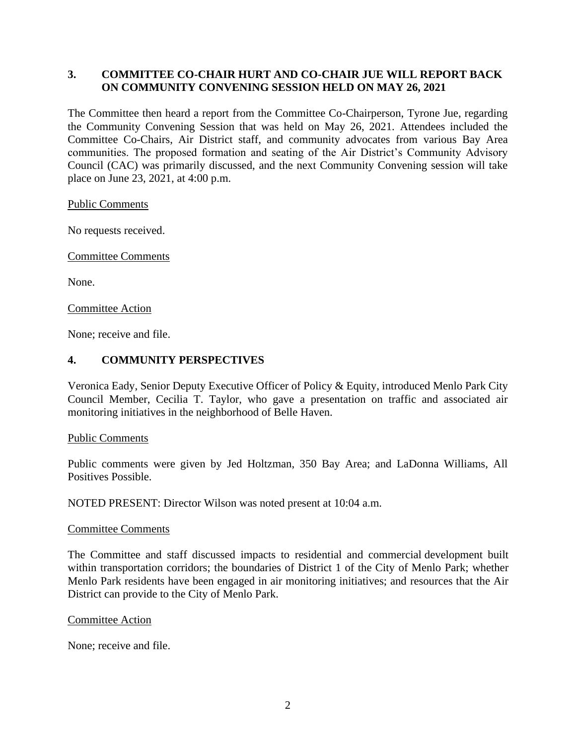## 3. COMMITTEE CO-CHAIR HURT AND CO-CHAIR JUE WILL REPORT BACK ON COMMUNITY CONVENING SESSION HELD ON MAY 26, 2021

The Committee then heard a report from the Committee Co-Chairperson, Tyrone Jue, regarding the Community Convening Session that was held on May 26, 2021. Attendees included the Committee Co-Chairs, Air District staff, and community advocates from various Bay Area communities. The proposed formation and seating of the Air District's Community Advisory Council (CAC) was primarily discussed, and the next Community Convening session will take place on June 23, 2021, at 4:00 p.m.

Public Comments

No requests received.

Committee Comments

None.

Committee Action

None; receive and file.

## 4. COMMUNITY PERSPECTIVES

Veronica Eady, Senior Deputy Executive Officer of Policy & Equity, introduced Menlo Park City Council Member, Cecilia T. Taylor, who gave a presentation on traffic and associated air monitoring initiatives in the neighborhood of Belle Haven.

Public Comments

Public comments were given by Jed Holtzman, 350 Bay Area; and LaDonna Williams, All Positives Possible.

NOTED PRESENT: Director Wilson was noted present at 10:04 a.m.

Committee Comments

The Committee and staff discussed impacts to residential and commercial development built within transportation corridors; the boundaries of District 1 of the City of Menlo Park; whether Menlo Park residents have been engaged in air monitoring initiatives; and resources that the Air District can provide to the City of Menlo Park.

Committee Action

None; receive and file.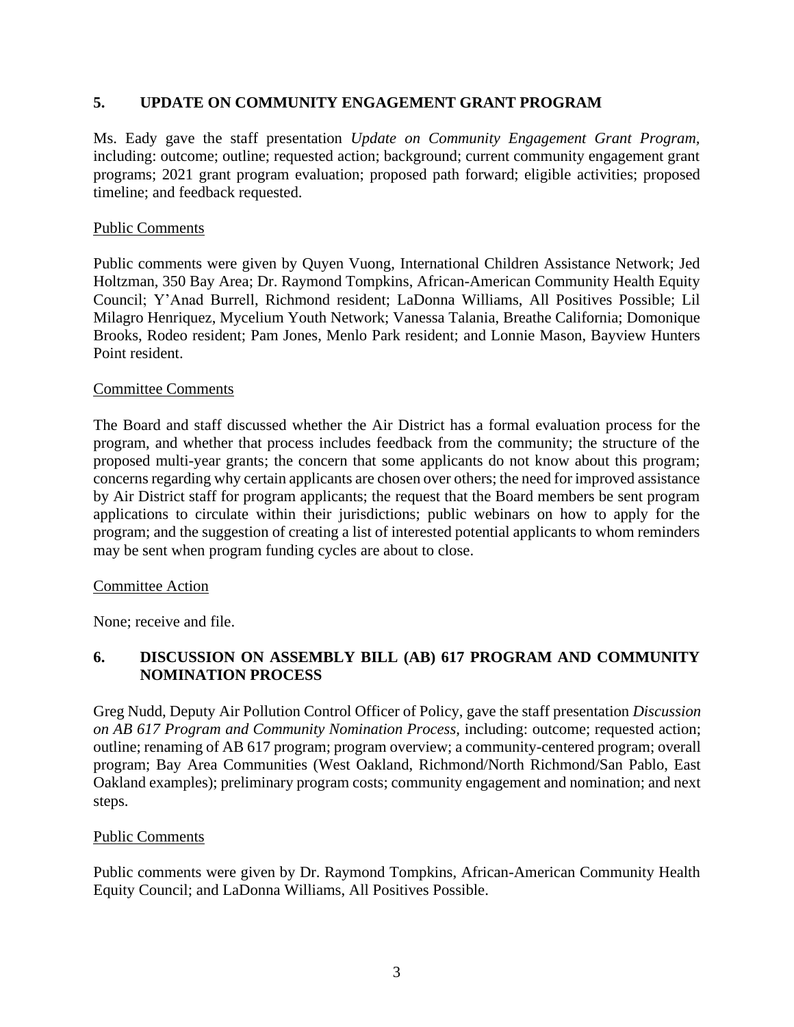## 5. UPDATE ON COMMUNITY ENGAGEMENT GRANT PROGRAM

Ms. Eady gave the staff presentation *Update on Community Engagement Grant Program,* including: outcome; outline; requested action; background; current community engagement grant programs; 2021 grant program evaluation; proposed path forward; eligible activities; proposed timeline; and feedback requested.

Public Comments

Public comments were given by Quyen Vuong, International Children Assistance Network; Jed Holtzman, 350 Bay Area; Dr. Raymond Tompkins, African-American Community Health Equity Council; Y'Anad Burrell, Richmond resident; LaDonna Williams, All Positives Possible; Lil Milagro Henriquez, Mycelium Youth Network; Vanessa Talania, Breathe California; Domonique Brooks, Rodeo resident; Pam Jones, Menlo Park resident; and Lonnie Mason, Bayview Hunters Point resident.

Committee Comments

The Board and staff discussed whether the Air District has a formal evaluation process for the program, and whether that process includes feedback from the community; the structure of the proposed multi-year grants; the concern that some applicants do not know about this program; concerns regarding why certain applicants are chosen over others; the need for improved assistance by Air District staff for program applicants; the request that the Board members be sent program applications to circulate within their jurisdictions; public webinars on how to apply for the program; and the suggestion of creating a list of interested potential applicants to whom reminders may be sent when program funding cycles are about to close.

Committee Action

None; receive and file.

## 6. DISCUSSION ON ASSEMBLY BILL (AB) 617 PROGRAM AND COMMUNITY NOMINATION PROCESS

Greg Nudd, Deputy Air Pollution Control Officer of Policy, gave the staff presentation *Discussion on AB 617 Program and Community Nomination Process,* including: outcome; requested action; outline; renaming of AB 617 program; program overview; a community-centered program; overall program; Bay Area Communities (West Oakland, Richmond/North Richmond/San Pablo, East Oakland examples); preliminary program costs; community engagement and nomination; and next steps.

Public Comments

Public comments were given by Dr. Raymond Tompkins, African-American Community Health Equity Council; and LaDonna Williams, All Positives Possible.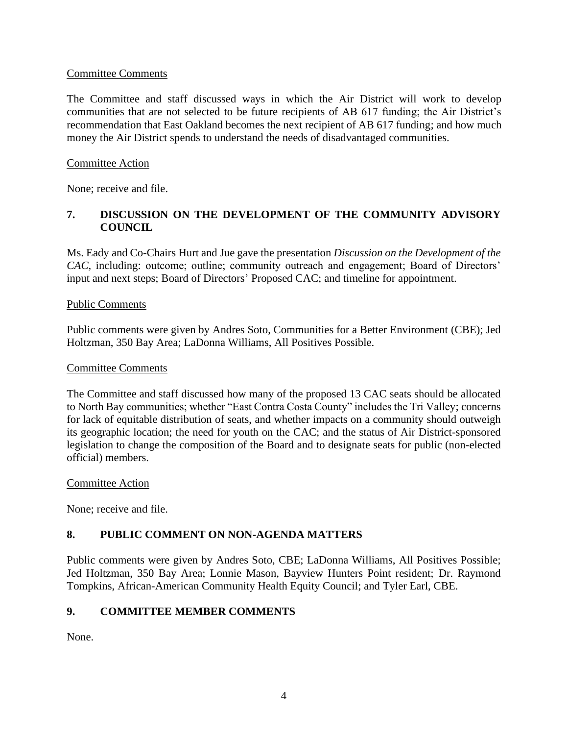Committee Comments

The Committee and staff discussed ways in which the Air District will work to develop communities that are not selected to be future recipients of AB 617 funding; the Air District's recommendation that East Oakland becomes the next recipient of AB 617 funding; and how much money the Air District spends to understand the needs of disadvantaged communities.

Committee Action

None; receive and file.

## 7. DISCUSSION ON THE DEVELOPMENT OF THE COMMUNITY ADVISORY COUNCIL

Ms. Eady and Co-Chairs Hurt and Jue gave the presentation *Discussion on the Development of the CAC*, including: outcome; outline; community outreach and engagement; Board of Directors' input and next steps; Board of Directors' Proposed CAC; and timeline for appointment.

Public Comments

Public comments were given by Andres Soto, Communities for a Better Environment (CBE); Jed Holtzman, 350 Bay Area; LaDonna Williams, All Positives Possible.

Committee Comments

The Committee and staff discussed how many of the proposed 13 CAC seats should be allocated to North Bay communities; whether "East Contra Costa County" includes the Tri Valley; concerns for lack of equitable distribution of seats, and whether impacts on a community should outweigh its geographic location; the need for youth on the CAC; and the status of Air District-sponsored legislation to change the composition of the Board and to designate seats for public (non-elected official) members.

Committee Action

None; receive and file.

## 8. PUBLIC COMMENT ON NON-AGENDA MATTERS

Public comments were given by Andres Soto, CBE; LaDonna Williams, All Positives Possible; Jed Holtzman, 350 Bay Area; Lonnie Mason, Bayview Hunters Point resident; Dr. Raymond Tompkins, African-American Community Health Equity Council; and Tyler Earl, CBE.

## 9. COMMITTEE MEMBER COMMENTS

None.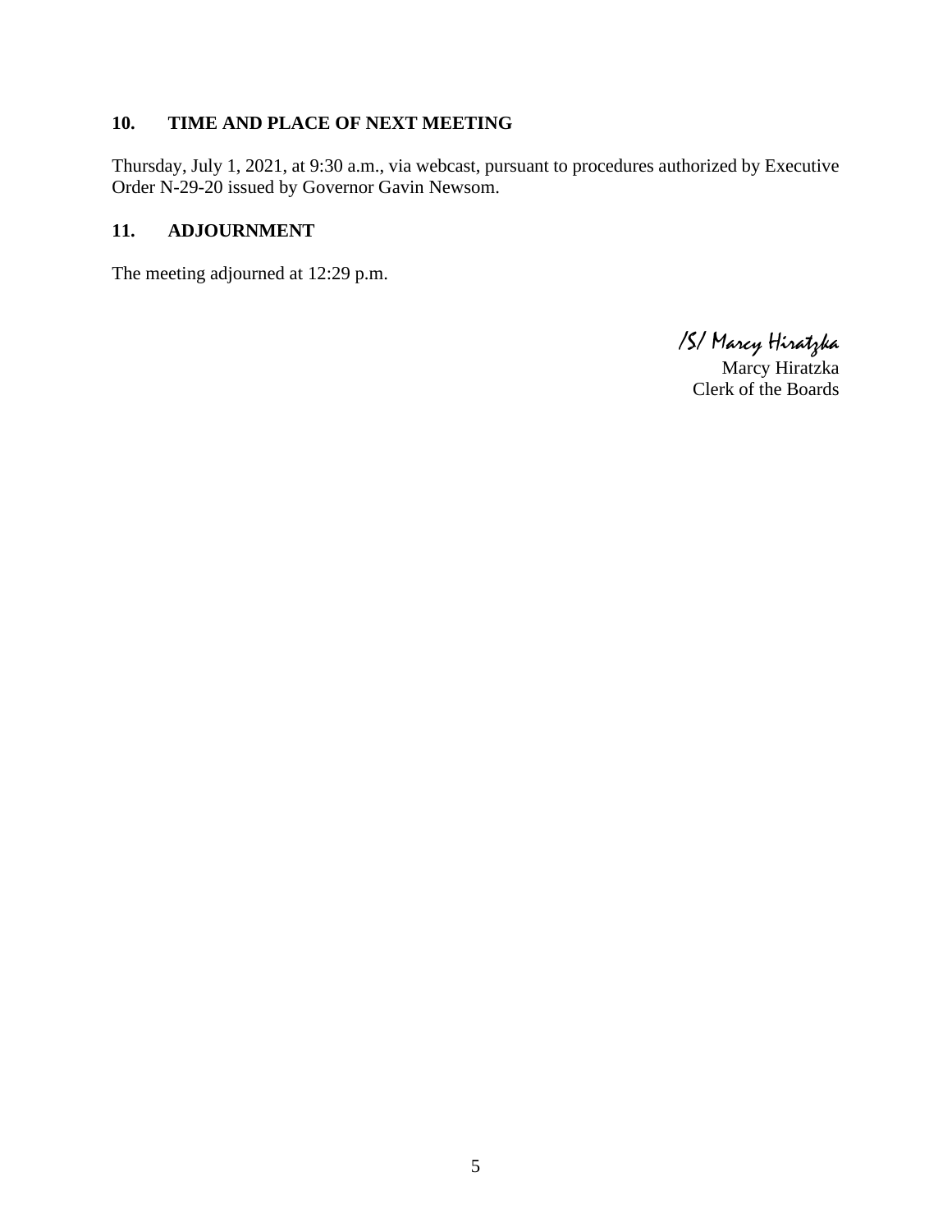## 10. TIME AND PLACE OF NEXT MEETING

Thursday, July 1, 2021, at 9:30 a.m., via webcast, pursuant to procedures authorized by Executive Order N-29-20 issued by Governor Gavin Newsom.

## 11. ADJOURNMENT

The meeting adjourned at 12:29 p.m.

/S/ Marcy Hiratzka
Marcy Hiratzka
Clerk of the Boards